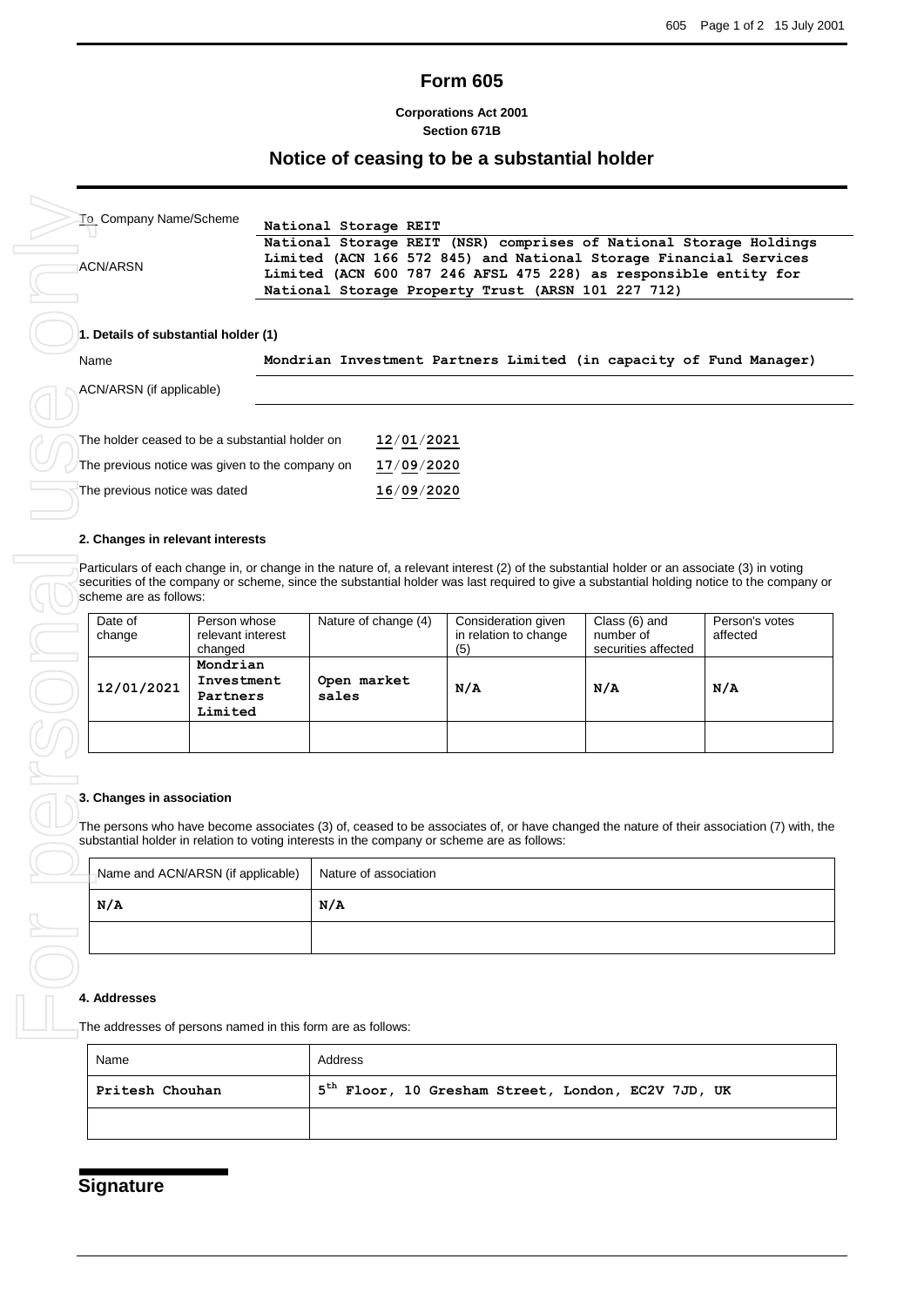# Form 605

**Corporations Act 2001**
**Section 671B**

## Notice of ceasing to be a substantial holder

| | |
|---|---|
| To Company Name/Scheme | **National Storage REIT** |
| ACN/ARSN | **National Storage REIT (NSR) comprises of National Storage Holdings Limited (ACN 166 572 845) and National Storage Financial Services Limited (ACN 600 787 246 AFSL 475 228) as responsible entity for National Storage Property Trust (ARSN 101 227 712)** |

### 1. Details of substantial holder (1)

| | |
|---|---|
| Name | **Mondrian Investment Partners Limited (in capacity of Fund Manager)** |
| ACN/ARSN (if applicable) | |

| | |
|---|---|
| The holder ceased to be a substantial holder on | **12/01/2021** |
| The previous notice was given to the company on | **17/09/2020** |
| The previous notice was dated | **16/09/2020** |

### 2. Changes in relevant interests

Particulars of each change in, or change in the nature of, a relevant interest (2) of the substantial holder or an associate (3) in voting securities of the company or scheme, since the substantial holder was last required to give a substantial holding notice to the company or scheme are as follows:

| Date of change | Person whose relevant interest changed | Nature of change (4) | Consideration given in relation to change (5) | Class (6) and number of securities affected | Person's votes affected |
|---|---|---|---|---|---|
| **12/01/2021** | **Mondrian Investment Partners Limited** | **Open market sales** | **N/A** | **N/A** | **N/A** |
| | | | | | |

### 3. Changes in association

The persons who have become associates (3) of, ceased to be associates of, or have changed the nature of their association (7) with, the substantial holder in relation to voting interests in the company or scheme are as follows:

| Name and ACN/ARSN (if applicable) | Nature of association |
|---|---|
| **N/A** | **N/A** |
| | |

### 4. Addresses

The addresses of persons named in this form are as follows:

| Name | Address |
|---|---|
| **Pritesh Chouhan** | **5th Floor, 10 Gresham Street, London, EC2V 7JD, UK** |
| | |

## Signature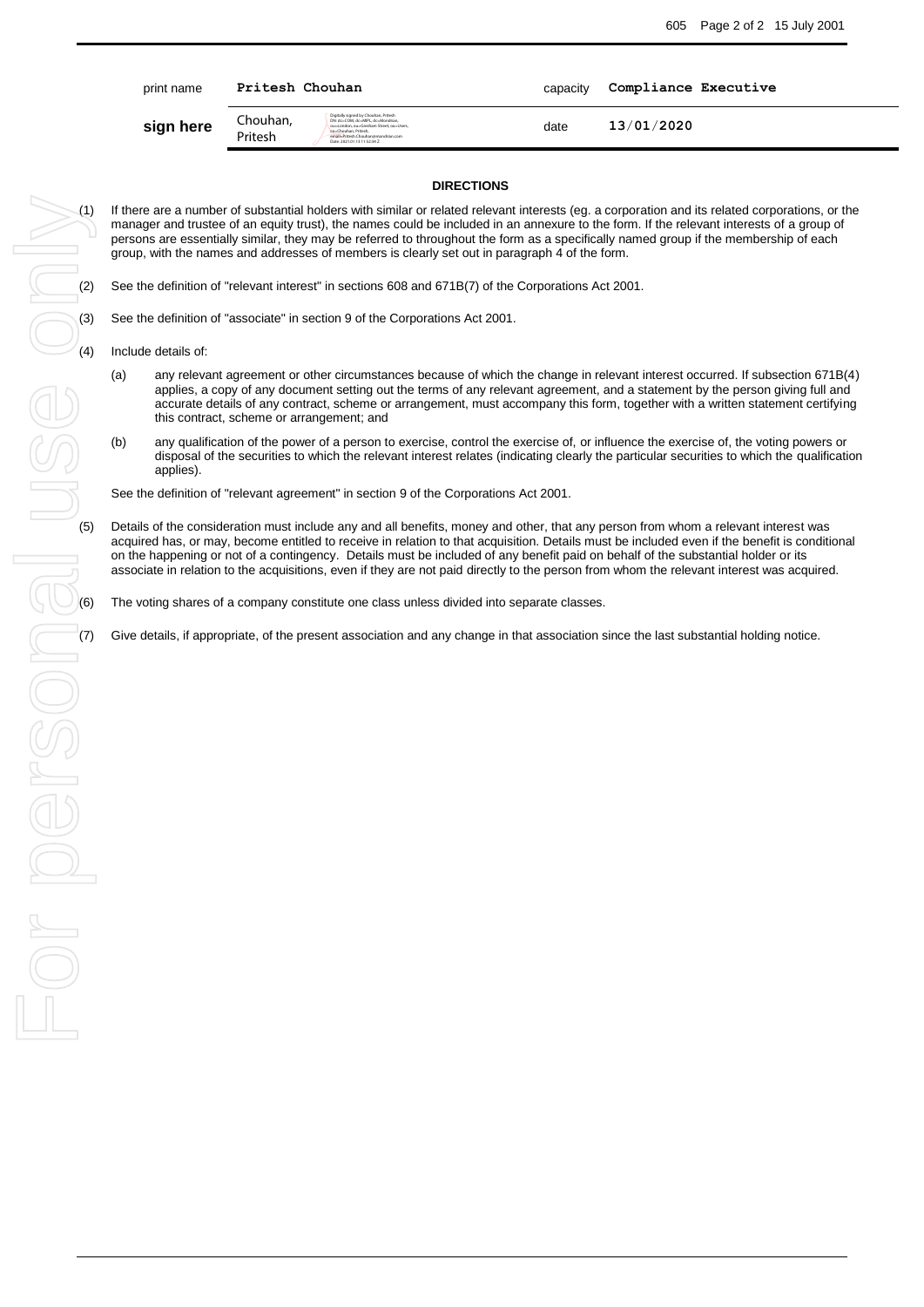| | | | |
|---|---|---|---|
| print name | **Pritesh Chouhan** | capacity | **Compliance Executive** |
| **sign here** | Chouhan, Pritesh | date | **13/01/2020** |

## DIRECTIONS

(1) If there are a number of substantial holders with similar or related relevant interests (eg. a corporation and its related corporations, or the manager and trustee of an equity trust), the names could be included in an annexure to the form. If the relevant interests of a group of persons are essentially similar, they may be referred to throughout the form as a specifically named group if the membership of each group, with the names and addresses of members is clearly set out in paragraph 4 of the form.

(2) See the definition of "relevant interest" in sections 608 and 671B(7) of the Corporations Act 2001.

(3) See the definition of "associate" in section 9 of the Corporations Act 2001.

(4) Include details of:

(a) any relevant agreement or other circumstances because of which the change in relevant interest occurred. If subsection 671B(4) applies, a copy of any document setting out the terms of any relevant agreement, and a statement by the person giving full and accurate details of any contract, scheme or arrangement, must accompany this form, together with a written statement certifying this contract, scheme or arrangement; and

(b) any qualification of the power of a person to exercise, control the exercise of, or influence the exercise of, the voting powers or disposal of the securities to which the relevant interest relates (indicating clearly the particular securities to which the qualification applies).

See the definition of "relevant agreement" in section 9 of the Corporations Act 2001.

(5) Details of the consideration must include any and all benefits, money and other, that any person from whom a relevant interest was acquired has, or may, become entitled to receive in relation to that acquisition. Details must be included even if the benefit is conditional on the happening or not of a contingency. Details must be included of any benefit paid on behalf of the substantial holder or its associate in relation to the acquisitions, even if they are not paid directly to the person from whom the relevant interest was acquired.

(6) The voting shares of a company constitute one class unless divided into separate classes.

(7) Give details, if appropriate, of the present association and any change in that association since the last substantial holding notice.